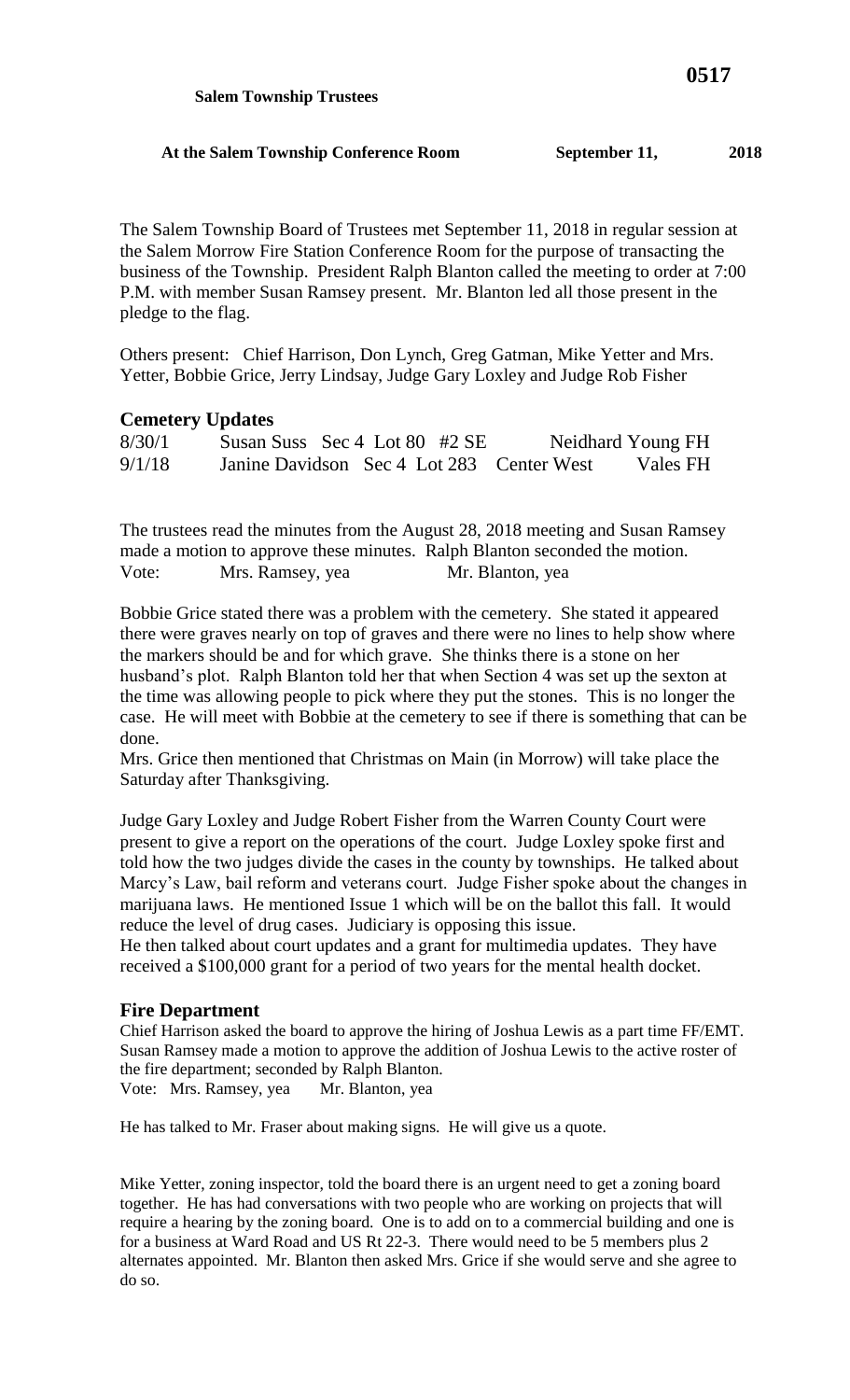**Salem Township Trustees**

**At the Salem Township Conference Room September 11, 2018**

The Salem Township Board of Trustees met September 11, 2018 in regular session at the Salem Morrow Fire Station Conference Room for the purpose of transacting the business of the Township. President Ralph Blanton called the meeting to order at 7:00 P.M. with member Susan Ramsey present. Mr. Blanton led all those present in the pledge to the flag.

Others present: Chief Harrison, Don Lynch, Greg Gatman, Mike Yetter and Mrs. Yetter, Bobbie Grice, Jerry Lindsay, Judge Gary Loxley and Judge Rob Fisher

## Cemetery Updates

| | | | |
|---|---|---|---|
| 8/30/1 | Susan Suss | Sec 4 Lot 80 #2 SE | Neidhard Young FH |
| 9/1/18 | Janine Davidson | Sec 4 Lot 283 Center West | Vales FH |

The trustees read the minutes from the August 28, 2018 meeting and Susan Ramsey made a motion to approve these minutes. Ralph Blanton seconded the motion.
Vote: Mrs. Ramsey, yea Mr. Blanton, yea

Bobbie Grice stated there was a problem with the cemetery. She stated it appeared there were graves nearly on top of graves and there were no lines to help show where the markers should be and for which grave. She thinks there is a stone on her husband's plot. Ralph Blanton told her that when Section 4 was set up the sexton at the time was allowing people to pick where they put the stones. This is no longer the case. He will meet with Bobbie at the cemetery to see if there is something that can be done.
Mrs. Grice then mentioned that Christmas on Main (in Morrow) will take place the Saturday after Thanksgiving.

Judge Gary Loxley and Judge Robert Fisher from the Warren County Court were present to give a report on the operations of the court. Judge Loxley spoke first and told how the two judges divide the cases in the county by townships. He talked about Marcy's Law, bail reform and veterans court. Judge Fisher spoke about the changes in marijuana laws. He mentioned Issue 1 which will be on the ballot this fall. It would reduce the level of drug cases. Judiciary is opposing this issue.
He then talked about court updates and a grant for multimedia updates. They have received a $100,000 grant for a period of two years for the mental health docket.

## Fire Department

Chief Harrison asked the board to approve the hiring of Joshua Lewis as a part time FF/EMT. Susan Ramsey made a motion to approve the addition of Joshua Lewis to the active roster of the fire department; seconded by Ralph Blanton.
Vote: Mrs. Ramsey, yea Mr. Blanton, yea

He has talked to Mr. Fraser about making signs. He will give us a quote.

Mike Yetter, zoning inspector, told the board there is an urgent need to get a zoning board together. He has had conversations with two people who are working on projects that will require a hearing by the zoning board. One is to add on to a commercial building and one is for a business at Ward Road and US Rt 22-3. There would need to be 5 members plus 2 alternates appointed. Mr. Blanton then asked Mrs. Grice if she would serve and she agree to do so.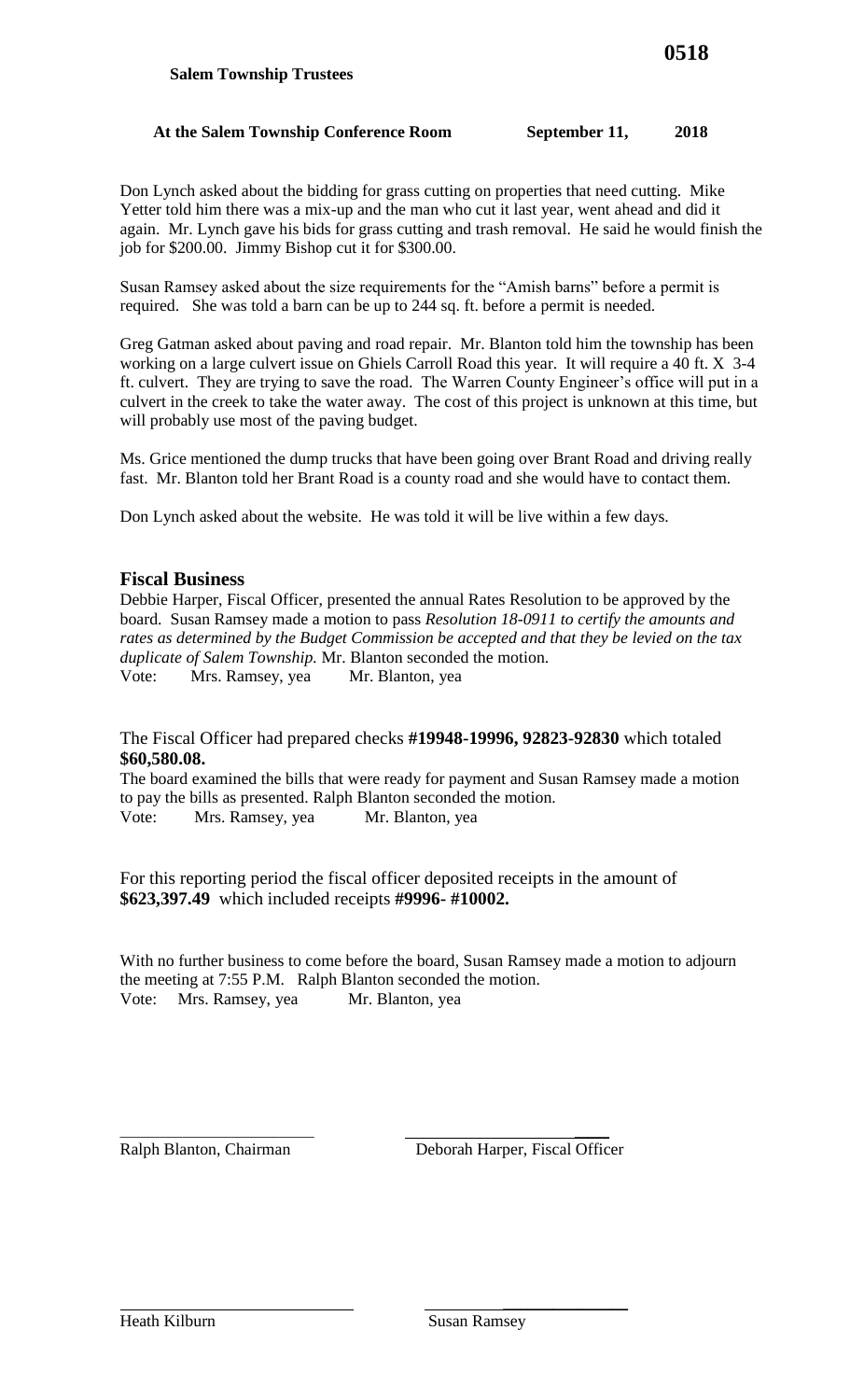**Salem Township Trustees**

**At the Salem Township Conference Room September 11, 2018**

Don Lynch asked about the bidding for grass cutting on properties that need cutting. Mike Yetter told him there was a mix-up and the man who cut it last year, went ahead and did it again. Mr. Lynch gave his bids for grass cutting and trash removal. He said he would finish the job for $200.00. Jimmy Bishop cut it for $300.00.

Susan Ramsey asked about the size requirements for the "Amish barns" before a permit is required. She was told a barn can be up to 244 sq. ft. before a permit is needed.

Greg Gatman asked about paving and road repair. Mr. Blanton told him the township has been working on a large culvert issue on Ghiels Carroll Road this year. It will require a 40 ft. X 3-4 ft. culvert. They are trying to save the road. The Warren County Engineer's office will put in a culvert in the creek to take the water away. The cost of this project is unknown at this time, but will probably use most of the paving budget.

Ms. Grice mentioned the dump trucks that have been going over Brant Road and driving really fast. Mr. Blanton told her Brant Road is a county road and she would have to contact them.

Don Lynch asked about the website. He was told it will be live within a few days.

## Fiscal Business

Debbie Harper, Fiscal Officer, presented the annual Rates Resolution to be approved by the board. Susan Ramsey made a motion to pass *Resolution 18-0911 to certify the amounts and rates as determined by the Budget Commission be accepted and that they be levied on the tax duplicate of Salem Township.* Mr. Blanton seconded the motion.
Vote: Mrs. Ramsey, yea Mr. Blanton, yea

The Fiscal Officer had prepared checks **#19948-19996, 92823-92830** which totaled **$60,580.08.**
The board examined the bills that were ready for payment and Susan Ramsey made a motion to pay the bills as presented. Ralph Blanton seconded the motion.
Vote: Mrs. Ramsey, yea Mr. Blanton, yea

For this reporting period the fiscal officer deposited receipts in the amount of **$623,397.49** which included receipts **#9996- #10002.**

With no further business to come before the board, Susan Ramsey made a motion to adjourn the meeting at 7:55 P.M. Ralph Blanton seconded the motion.
Vote: Mrs. Ramsey, yea Mr. Blanton, yea

Ralph Blanton, Chairman

Deborah Harper, Fiscal Officer

Heath Kilburn

Susan Ramsey